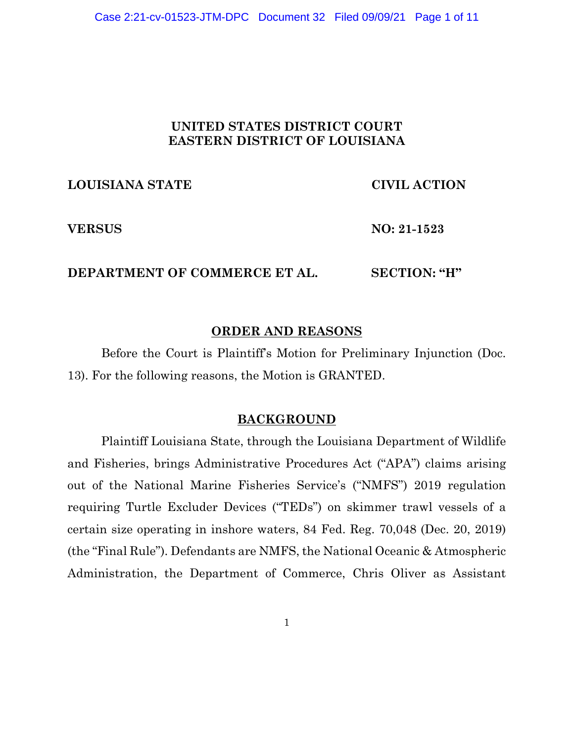**UNITED STATES DISTRICT COURT**
**EASTERN DISTRICT OF LOUISIANA**

| | |
|---|---|
| **LOUISIANA STATE** | **CIVIL ACTION** |
| **VERSUS** | **NO: 21-1523** |
| **DEPARTMENT OF COMMERCE ET AL.** | **SECTION: "H"** |

## ORDER AND REASONS

Before the Court is Plaintiff's Motion for Preliminary Injunction (Doc. 13). For the following reasons, the Motion is GRANTED.

## BACKGROUND

Plaintiff Louisiana State, through the Louisiana Department of Wildlife and Fisheries, brings Administrative Procedures Act ("APA") claims arising out of the National Marine Fisheries Service's ("NMFS") 2019 regulation requiring Turtle Excluder Devices ("TEDs") on skimmer trawl vessels of a certain size operating in inshore waters, 84 Fed. Reg. 70,048 (Dec. 20, 2019) (the "Final Rule"). Defendants are NMFS, the National Oceanic & Atmospheric Administration, the Department of Commerce, Chris Oliver as Assistant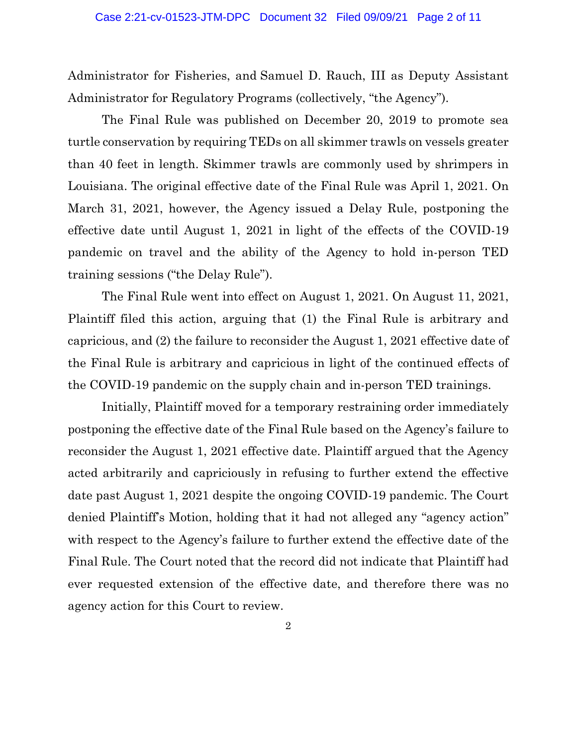Administrator for Fisheries, and Samuel D. Rauch, III as Deputy Assistant Administrator for Regulatory Programs (collectively, "the Agency").

The Final Rule was published on December 20, 2019 to promote sea turtle conservation by requiring TEDs on all skimmer trawls on vessels greater than 40 feet in length. Skimmer trawls are commonly used by shrimpers in Louisiana. The original effective date of the Final Rule was April 1, 2021. On March 31, 2021, however, the Agency issued a Delay Rule, postponing the effective date until August 1, 2021 in light of the effects of the COVID-19 pandemic on travel and the ability of the Agency to hold in-person TED training sessions ("the Delay Rule").

The Final Rule went into effect on August 1, 2021. On August 11, 2021, Plaintiff filed this action, arguing that (1) the Final Rule is arbitrary and capricious, and (2) the failure to reconsider the August 1, 2021 effective date of the Final Rule is arbitrary and capricious in light of the continued effects of the COVID-19 pandemic on the supply chain and in-person TED trainings.

Initially, Plaintiff moved for a temporary restraining order immediately postponing the effective date of the Final Rule based on the Agency's failure to reconsider the August 1, 2021 effective date. Plaintiff argued that the Agency acted arbitrarily and capriciously in refusing to further extend the effective date past August 1, 2021 despite the ongoing COVID-19 pandemic. The Court denied Plaintiff's Motion, holding that it had not alleged any "agency action" with respect to the Agency's failure to further extend the effective date of the Final Rule. The Court noted that the record did not indicate that Plaintiff had ever requested extension of the effective date, and therefore there was no agency action for this Court to review.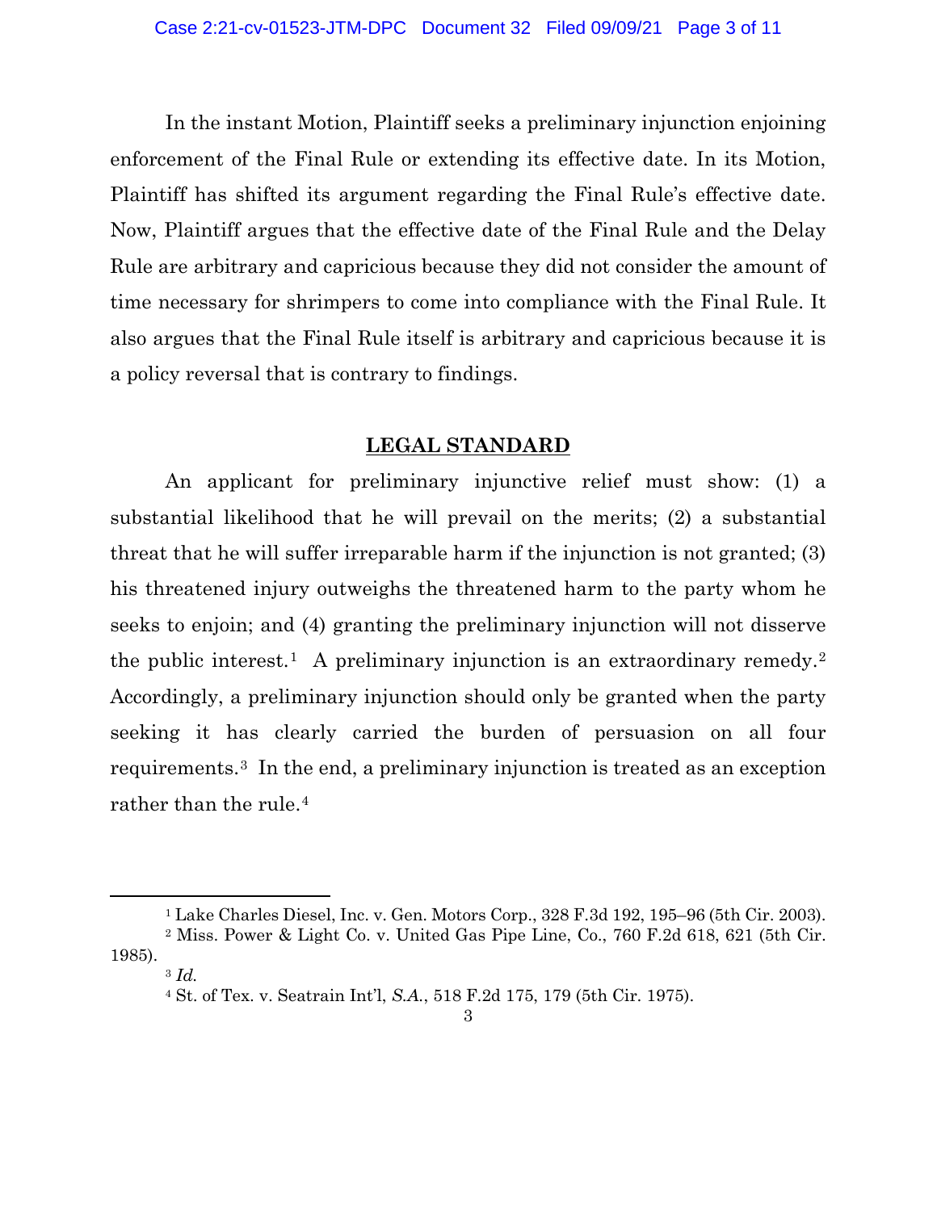In the instant Motion, Plaintiff seeks a preliminary injunction enjoining enforcement of the Final Rule or extending its effective date. In its Motion, Plaintiff has shifted its argument regarding the Final Rule's effective date. Now, Plaintiff argues that the effective date of the Final Rule and the Delay Rule are arbitrary and capricious because they did not consider the amount of time necessary for shrimpers to come into compliance with the Final Rule. It also argues that the Final Rule itself is arbitrary and capricious because it is a policy reversal that is contrary to findings.

## **LEGAL STANDARD**

An applicant for preliminary injunctive relief must show: (1) a substantial likelihood that he will prevail on the merits; (2) a substantial threat that he will suffer irreparable harm if the injunction is not granted; (3) his threatened injury outweighs the threatened harm to the party whom he seeks to enjoin; and (4) granting the preliminary injunction will not disserve the public interest.[1] A preliminary injunction is an extraordinary remedy.[2] Accordingly, a preliminary injunction should only be granted when the party seeking it has clearly carried the burden of persuasion on all four requirements.[3] In the end, a preliminary injunction is treated as an exception rather than the rule.[4]

---

[1] Lake Charles Diesel, Inc. v. Gen. Motors Corp., 328 F.3d 192, 195–96 (5th Cir. 2003).

[2] Miss. Power & Light Co. v. United Gas Pipe Line, Co., 760 F.2d 618, 621 (5th Cir. 1985).

[3] *Id.*

[4] St. of Tex. v. Seatrain Int'l, *S.A.*, 518 F.2d 175, 179 (5th Cir. 1975).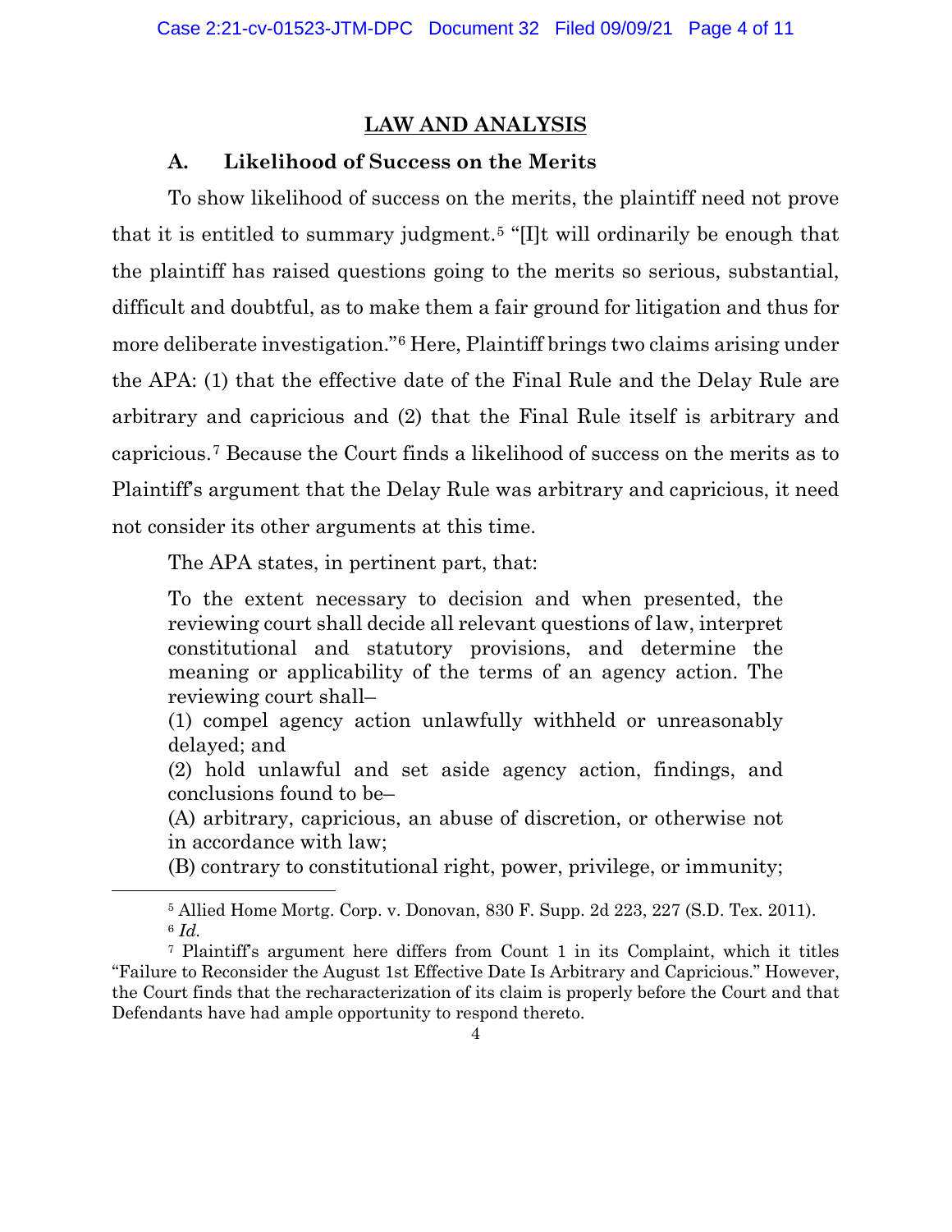## LAW AND ANALYSIS

### A. Likelihood of Success on the Merits

To show likelihood of success on the merits, the plaintiff need not prove that it is entitled to summary judgment.[5] "[I]t will ordinarily be enough that the plaintiff has raised questions going to the merits so serious, substantial, difficult and doubtful, as to make them a fair ground for litigation and thus for more deliberate investigation."[6] Here, Plaintiff brings two claims arising under the APA: (1) that the effective date of the Final Rule and the Delay Rule are arbitrary and capricious and (2) that the Final Rule itself is arbitrary and capricious.[7] Because the Court finds a likelihood of success on the merits as to Plaintiff's argument that the Delay Rule was arbitrary and capricious, it need not consider its other arguments at this time.

The APA states, in pertinent part, that:

> To the extent necessary to decision and when presented, the reviewing court shall decide all relevant questions of law, interpret constitutional and statutory provisions, and determine the meaning or applicability of the terms of an agency action. The reviewing court shall–
>
> (1) compel agency action unlawfully withheld or unreasonably delayed; and
>
> (2) hold unlawful and set aside agency action, findings, and conclusions found to be–
>
> (A) arbitrary, capricious, an abuse of discretion, or otherwise not in accordance with law;
>
> (B) contrary to constitutional right, power, privilege, or immunity;

---

[5] Allied Home Mortg. Corp. v. Donovan, 830 F. Supp. 2d 223, 227 (S.D. Tex. 2011).

[6] *Id.*

[7] Plaintiff's argument here differs from Count 1 in its Complaint, which it titles "Failure to Reconsider the August 1st Effective Date Is Arbitrary and Capricious." However, the Court finds that the recharacterization of its claim is properly before the Court and that Defendants have had ample opportunity to respond thereto.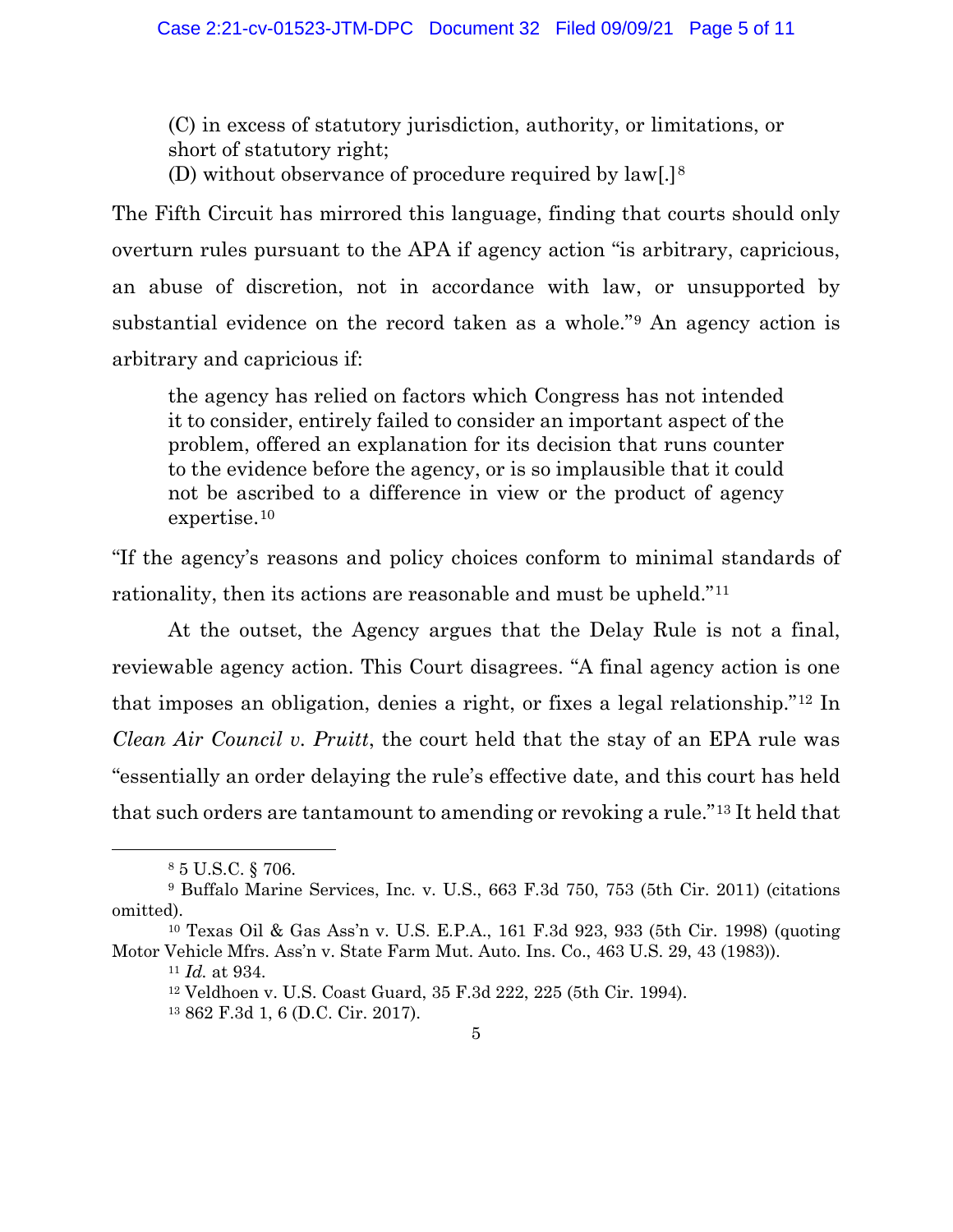> (C) in excess of statutory jurisdiction, authority, or limitations, or short of statutory right;
> (D) without observance of procedure required by law[.][8]

The Fifth Circuit has mirrored this language, finding that courts should only overturn rules pursuant to the APA if agency action "is arbitrary, capricious, an abuse of discretion, not in accordance with law, or unsupported by substantial evidence on the record taken as a whole."[9] An agency action is arbitrary and capricious if:

> the agency has relied on factors which Congress has not intended it to consider, entirely failed to consider an important aspect of the problem, offered an explanation for its decision that runs counter to the evidence before the agency, or is so implausible that it could not be ascribed to a difference in view or the product of agency expertise.[10]

"If the agency's reasons and policy choices conform to minimal standards of rationality, then its actions are reasonable and must be upheld."[11]

At the outset, the Agency argues that the Delay Rule is not a final, reviewable agency action. This Court disagrees. "A final agency action is one that imposes an obligation, denies a right, or fixes a legal relationship."[12] In *Clean Air Council v. Pruitt*, the court held that the stay of an EPA rule was "essentially an order delaying the rule's effective date, and this court has held that such orders are tantamount to amending or revoking a rule."[13] It held that

---

[8] 5 U.S.C. § 706.

[9] Buffalo Marine Services, Inc. v. U.S., 663 F.3d 750, 753 (5th Cir. 2011) (citations omitted).

[10] Texas Oil & Gas Ass'n v. U.S. E.P.A., 161 F.3d 923, 933 (5th Cir. 1998) (quoting Motor Vehicle Mfrs. Ass'n v. State Farm Mut. Auto. Ins. Co., 463 U.S. 29, 43 (1983)).

[11] *Id.* at 934.

[12] Veldhoen v. U.S. Coast Guard, 35 F.3d 222, 225 (5th Cir. 1994).

[13] 862 F.3d 1, 6 (D.C. Cir. 2017).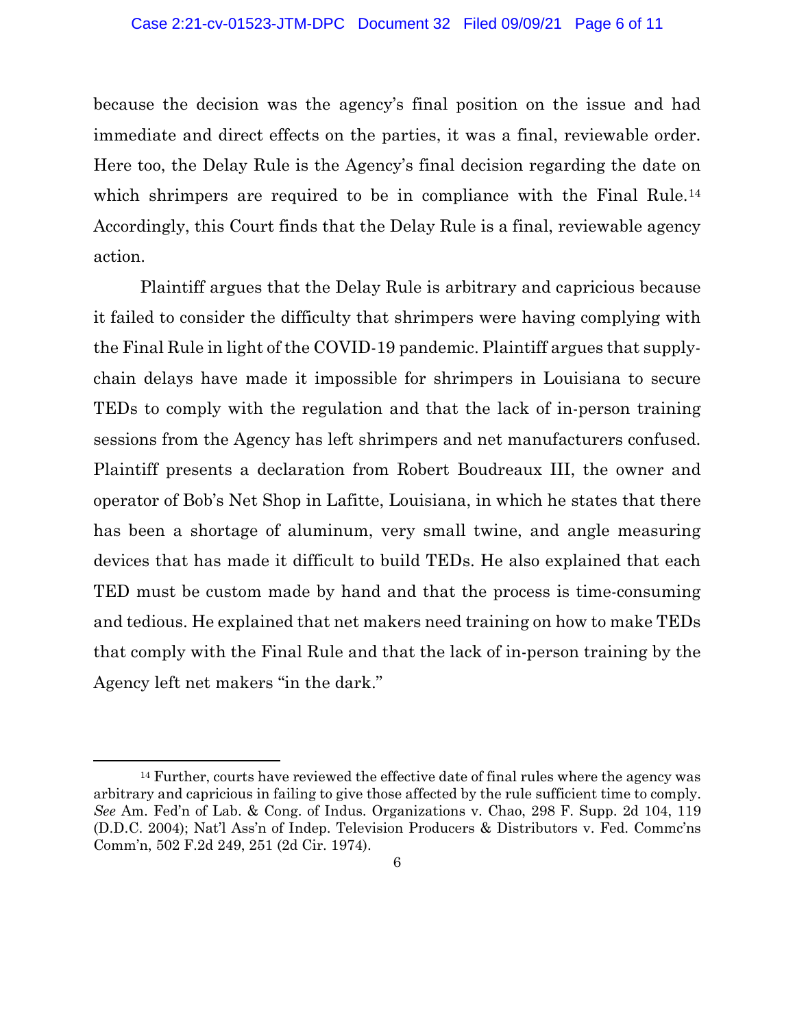because the decision was the agency's final position on the issue and had immediate and direct effects on the parties, it was a final, reviewable order. Here too, the Delay Rule is the Agency's final decision regarding the date on which shrimpers are required to be in compliance with the Final Rule.[14] Accordingly, this Court finds that the Delay Rule is a final, reviewable agency action.

Plaintiff argues that the Delay Rule is arbitrary and capricious because it failed to consider the difficulty that shrimpers were having complying with the Final Rule in light of the COVID-19 pandemic. Plaintiff argues that supply-chain delays have made it impossible for shrimpers in Louisiana to secure TEDs to comply with the regulation and that the lack of in-person training sessions from the Agency has left shrimpers and net manufacturers confused. Plaintiff presents a declaration from Robert Boudreaux III, the owner and operator of Bob's Net Shop in Lafitte, Louisiana, in which he states that there has been a shortage of aluminum, very small twine, and angle measuring devices that has made it difficult to build TEDs. He also explained that each TED must be custom made by hand and that the process is time-consuming and tedious. He explained that net makers need training on how to make TEDs that comply with the Final Rule and that the lack of in-person training by the Agency left net makers "in the dark."

---

[14] Further, courts have reviewed the effective date of final rules where the agency was arbitrary and capricious in failing to give those affected by the rule sufficient time to comply. *See* Am. Fed'n of Lab. & Cong. of Indus. Organizations v. Chao, 298 F. Supp. 2d 104, 119 (D.D.C. 2004); Nat'l Ass'n of Indep. Television Producers & Distributors v. Fed. Commc'ns Comm'n, 502 F.2d 249, 251 (2d Cir. 1974).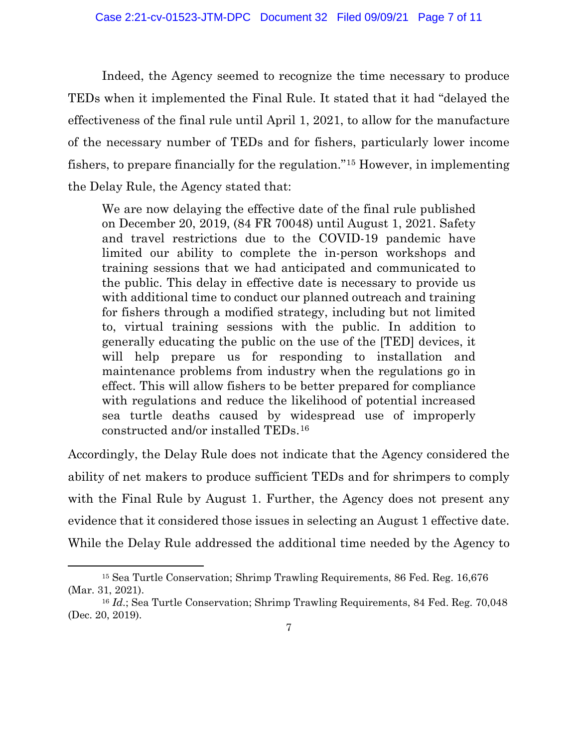Indeed, the Agency seemed to recognize the time necessary to produce TEDs when it implemented the Final Rule. It stated that it had "delayed the effectiveness of the final rule until April 1, 2021, to allow for the manufacture of the necessary number of TEDs and for fishers, particularly lower income fishers, to prepare financially for the regulation."[15] However, in implementing the Delay Rule, the Agency stated that:

> We are now delaying the effective date of the final rule published on December 20, 2019, (84 FR 70048) until August 1, 2021. Safety and travel restrictions due to the COVID-19 pandemic have limited our ability to complete the in-person workshops and training sessions that we had anticipated and communicated to the public. This delay in effective date is necessary to provide us with additional time to conduct our planned outreach and training for fishers through a modified strategy, including but not limited to, virtual training sessions with the public. In addition to generally educating the public on the use of the [TED] devices, it will help prepare us for responding to installation and maintenance problems from industry when the regulations go in effect. This will allow fishers to be better prepared for compliance with regulations and reduce the likelihood of potential increased sea turtle deaths caused by widespread use of improperly constructed and/or installed TEDs.[16]

Accordingly, the Delay Rule does not indicate that the Agency considered the ability of net makers to produce sufficient TEDs and for shrimpers to comply with the Final Rule by August 1. Further, the Agency does not present any evidence that it considered those issues in selecting an August 1 effective date. While the Delay Rule addressed the additional time needed by the Agency to

---

[15] Sea Turtle Conservation; Shrimp Trawling Requirements, 86 Fed. Reg. 16,676 (Mar. 31, 2021).

[16] *Id.*; Sea Turtle Conservation; Shrimp Trawling Requirements, 84 Fed. Reg. 70,048 (Dec. 20, 2019).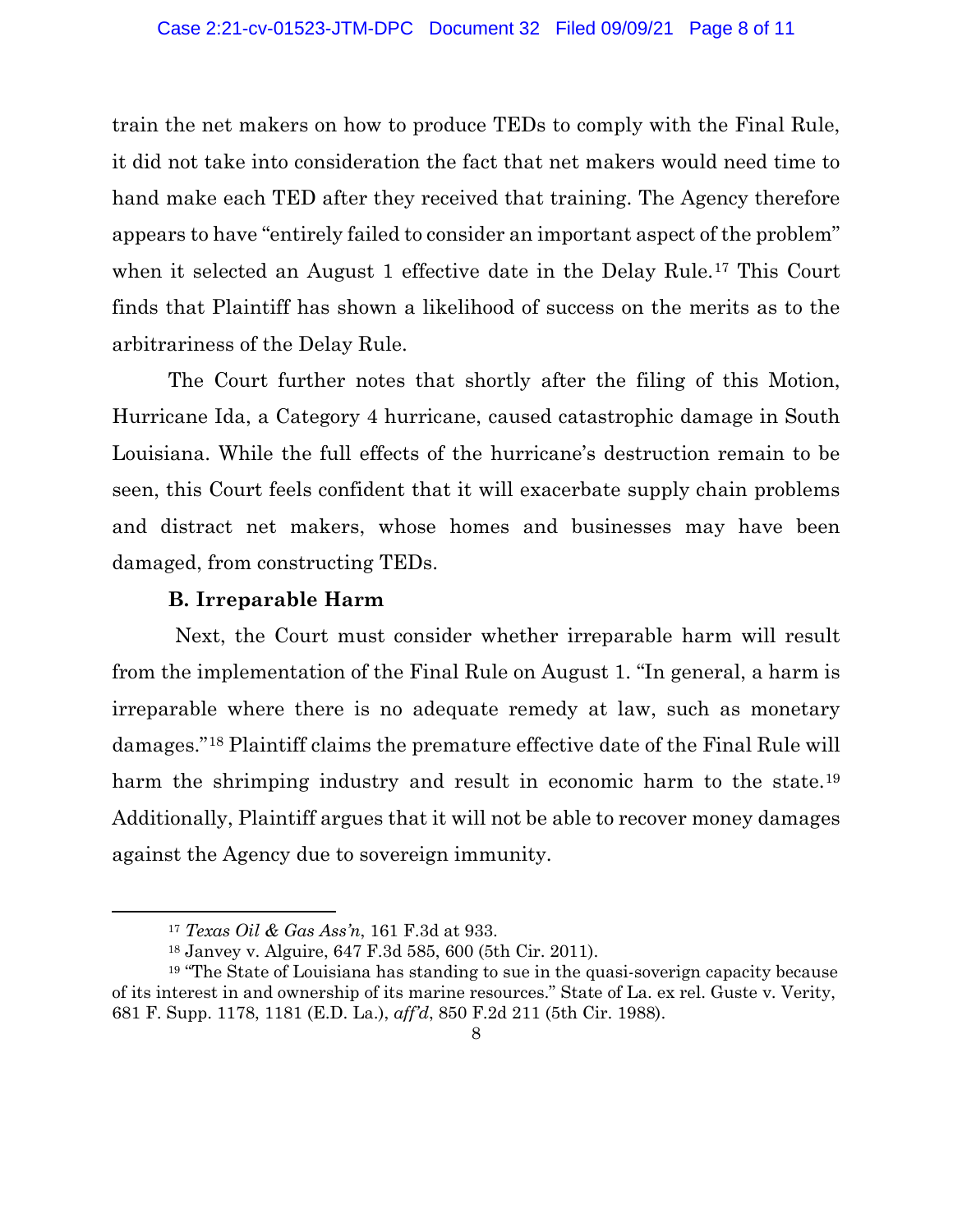train the net makers on how to produce TEDs to comply with the Final Rule, it did not take into consideration the fact that net makers would need time to hand make each TED after they received that training. The Agency therefore appears to have "entirely failed to consider an important aspect of the problem" when it selected an August 1 effective date in the Delay Rule.[17] This Court finds that Plaintiff has shown a likelihood of success on the merits as to the arbitrariness of the Delay Rule.

The Court further notes that shortly after the filing of this Motion, Hurricane Ida, a Category 4 hurricane, caused catastrophic damage in South Louisiana. While the full effects of the hurricane's destruction remain to be seen, this Court feels confident that it will exacerbate supply chain problems and distract net makers, whose homes and businesses may have been damaged, from constructing TEDs.

**B. Irreparable Harm**

Next, the Court must consider whether irreparable harm will result from the implementation of the Final Rule on August 1. "In general, a harm is irreparable where there is no adequate remedy at law, such as monetary damages."[18] Plaintiff claims the premature effective date of the Final Rule will harm the shrimping industry and result in economic harm to the state.[19] Additionally, Plaintiff argues that it will not be able to recover money damages against the Agency due to sovereign immunity.

---

[17] *Texas Oil & Gas Ass'n*, 161 F.3d at 933.

[18] Janvey v. Alguire, 647 F.3d 585, 600 (5th Cir. 2011).

[19] "The State of Louisiana has standing to sue in the quasi-soverign capacity because of its interest in and ownership of its marine resources." State of La. ex rel. Guste v. Verity, 681 F. Supp. 1178, 1181 (E.D. La.), *aff'd*, 850 F.2d 211 (5th Cir. 1988).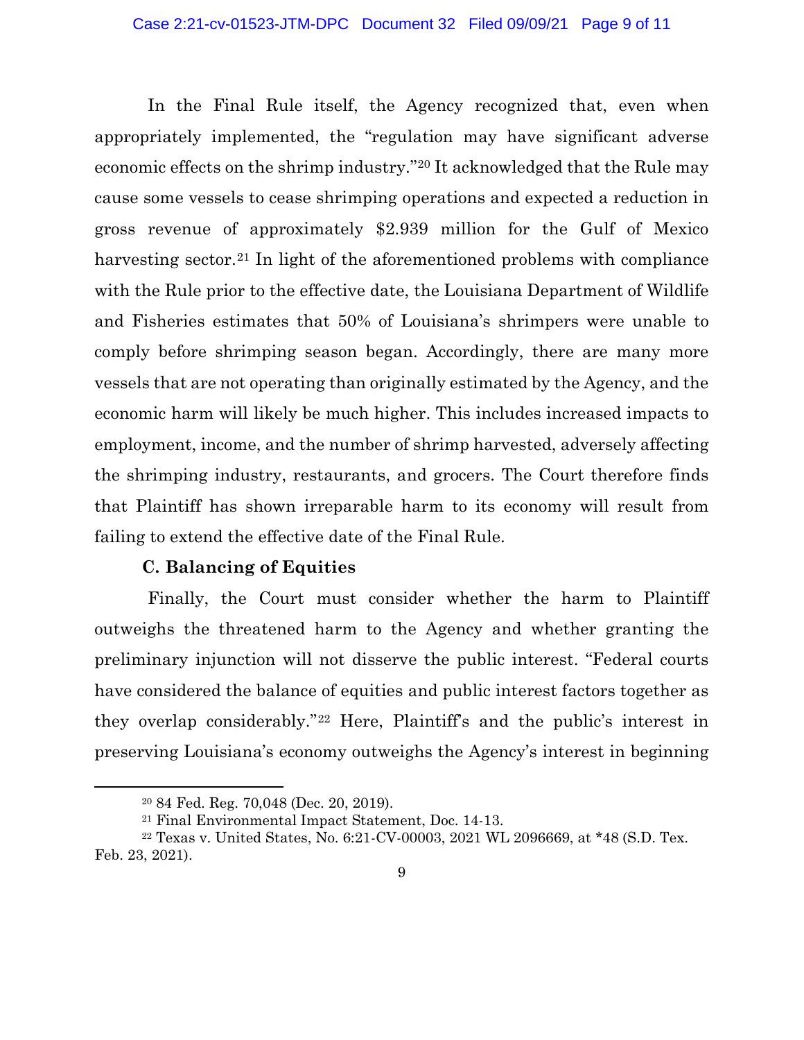In the Final Rule itself, the Agency recognized that, even when appropriately implemented, the "regulation may have significant adverse economic effects on the shrimp industry."[20] It acknowledged that the Rule may cause some vessels to cease shrimping operations and expected a reduction in gross revenue of approximately $2.939 million for the Gulf of Mexico harvesting sector.[21] In light of the aforementioned problems with compliance with the Rule prior to the effective date, the Louisiana Department of Wildlife and Fisheries estimates that 50% of Louisiana's shrimpers were unable to comply before shrimping season began. Accordingly, there are many more vessels that are not operating than originally estimated by the Agency, and the economic harm will likely be much higher. This includes increased impacts to employment, income, and the number of shrimp harvested, adversely affecting the shrimping industry, restaurants, and grocers. The Court therefore finds that Plaintiff has shown irreparable harm to its economy will result from failing to extend the effective date of the Final Rule.

**C. Balancing of Equities**

Finally, the Court must consider whether the harm to Plaintiff outweighs the threatened harm to the Agency and whether granting the preliminary injunction will not disserve the public interest. "Federal courts have considered the balance of equities and public interest factors together as they overlap considerably."[22] Here, Plaintiff's and the public's interest in preserving Louisiana's economy outweighs the Agency's interest in beginning

---

[20] 84 Fed. Reg. 70,048 (Dec. 20, 2019).

[21] Final Environmental Impact Statement, Doc. 14-13.

[22] Texas v. United States, No. 6:21-CV-00003, 2021 WL 2096669, at *48 (S.D. Tex. Feb. 23, 2021).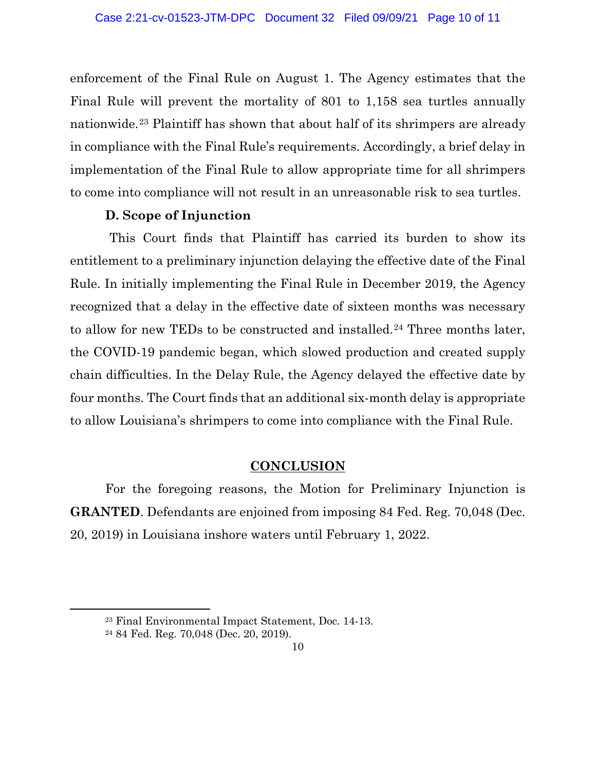enforcement of the Final Rule on August 1. The Agency estimates that the Final Rule will prevent the mortality of 801 to 1,158 sea turtles annually nationwide.[23] Plaintiff has shown that about half of its shrimpers are already in compliance with the Final Rule's requirements. Accordingly, a brief delay in implementation of the Final Rule to allow appropriate time for all shrimpers to come into compliance will not result in an unreasonable risk to sea turtles.

**D. Scope of Injunction**

This Court finds that Plaintiff has carried its burden to show its entitlement to a preliminary injunction delaying the effective date of the Final Rule. In initially implementing the Final Rule in December 2019, the Agency recognized that a delay in the effective date of sixteen months was necessary to allow for new TEDs to be constructed and installed.[24] Three months later, the COVID-19 pandemic began, which slowed production and created supply chain difficulties. In the Delay Rule, the Agency delayed the effective date by four months. The Court finds that an additional six-month delay is appropriate to allow Louisiana's shrimpers to come into compliance with the Final Rule.

## CONCLUSION

For the foregoing reasons, the Motion for Preliminary Injunction is **GRANTED**. Defendants are enjoined from imposing 84 Fed. Reg. 70,048 (Dec. 20, 2019) in Louisiana inshore waters until February 1, 2022.

---

[23] Final Environmental Impact Statement, Doc. 14-13.

[24] 84 Fed. Reg. 70,048 (Dec. 20, 2019).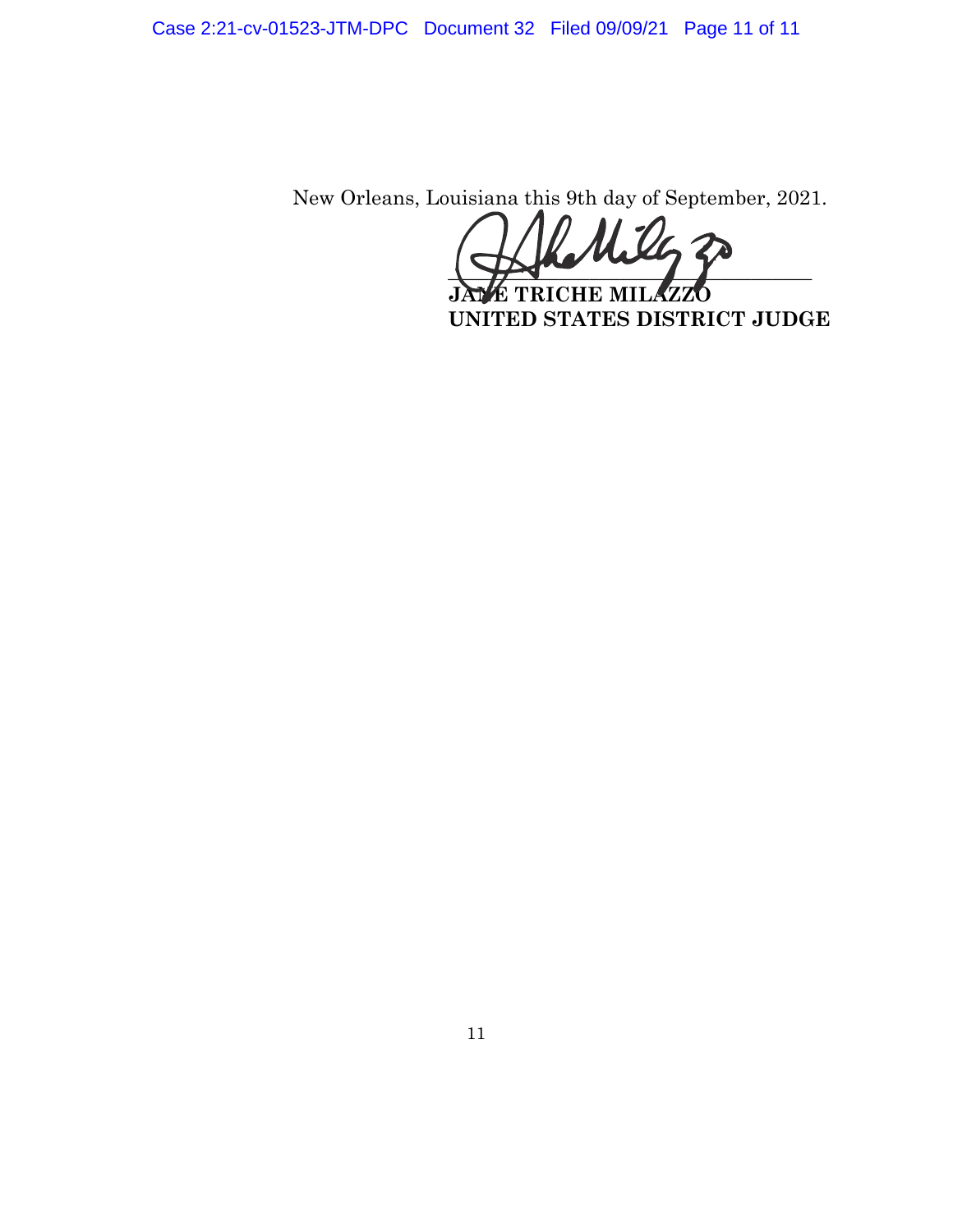New Orleans, Louisiana this 9th day of September, 2021.

**JANE TRICHE MILAZZO**
**UNITED STATES DISTRICT JUDGE**